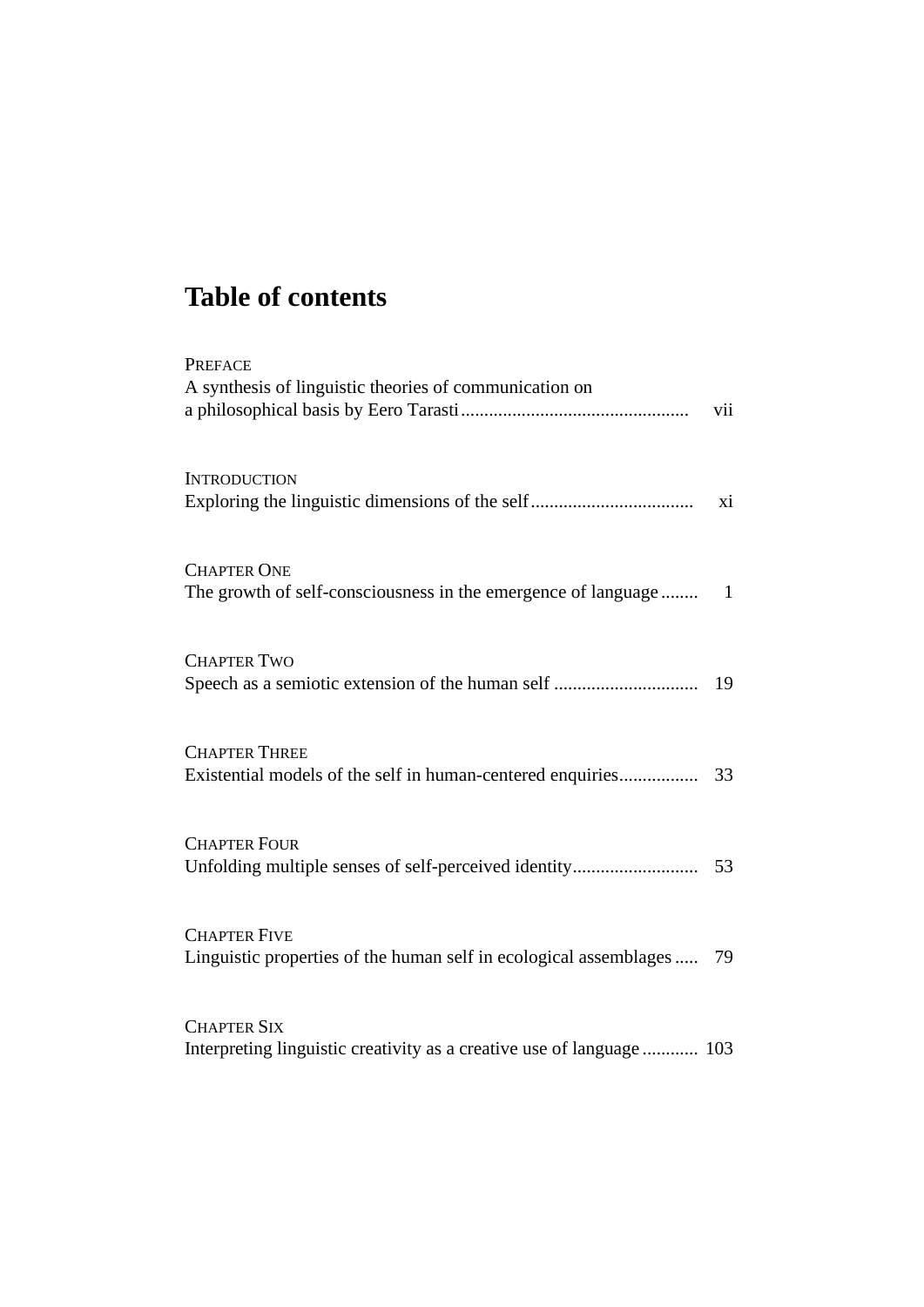# Table of contents

PREFACE
A synthesis of linguistic theories of communication on a philosophical basis by Eero Tarasti ................................................ vii

INTRODUCTION
Exploring the linguistic dimensions of the self .................................. xi

CHAPTER ONE
The growth of self-consciousness in the emergence of language ........ 1

CHAPTER TWO
Speech as a semiotic extension of the human self .............................. 19

CHAPTER THREE
Existential models of the self in human-centered enquiries................ 33

CHAPTER FOUR
Unfolding multiple senses of self-perceived identity.......................... 53

CHAPTER FIVE
Linguistic properties of the human self in ecological assemblages ..... 79

CHAPTER SIX
Interpreting linguistic creativity as a creative use of language ............ 103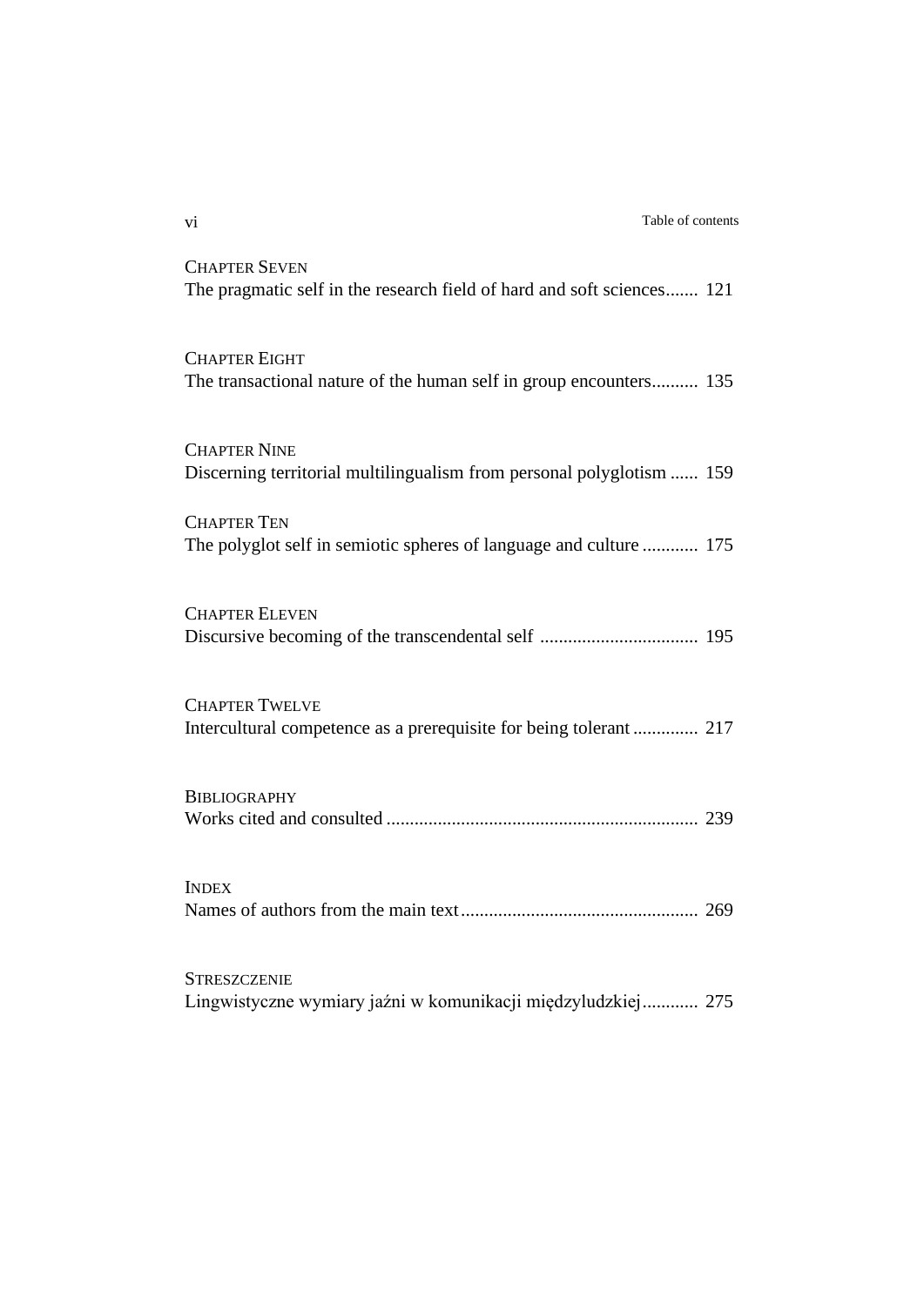CHAPTER SEVEN
The pragmatic self in the research field of hard and soft sciences....... 121

CHAPTER EIGHT
The transactional nature of the human self in group encounters.......... 135

CHAPTER NINE
Discerning territorial multilingualism from personal polyglotism ...... 159

CHAPTER TEN
The polyglot self in semiotic spheres of language and culture ............ 175

CHAPTER ELEVEN
Discursive becoming of the transcendental self .................................. 195

CHAPTER TWELVE
Intercultural competence as a prerequisite for being tolerant .............. 217

BIBLIOGRAPHY
Works cited and consulted .................................................................. 239

INDEX
Names of authors from the main text................................................... 269

STRESZCZENIE
Lingwistyczne wymiary jaźni w komunikacji międzyludzkiej............ 275